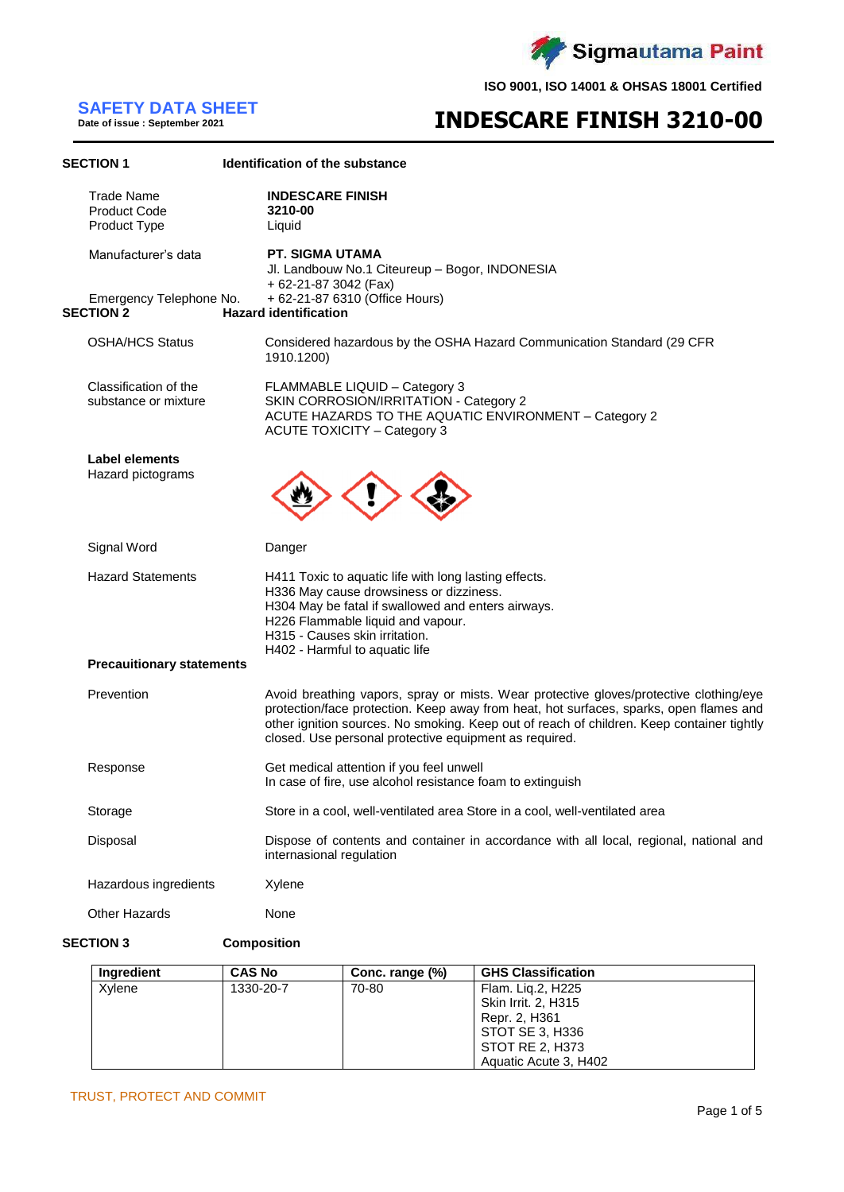Sigmautama Paint

ISO 9001, ISO 14001 & OHSAS 18001 Certified

# SAFETY DATA SHEET

**Date of issue : September 2021**

# INDESCARE FINISH 3210-00

## SECTION 1 Identification of the substance

| | |
|---|---|
| Trade Name | **INDESCARE FINISH** |
| Product Code | **3210-00** |
| Product Type | Liquid |
| Manufacturer's data | **PT. SIGMA UTAMA**<br>Jl. Landbouw No.1 Citeureup – Bogor, INDONESIA<br>+ 62-21-87 3042 (Fax) |
| Emergency Telephone No. | + 62-21-87 6310 (Office Hours) |

## SECTION 2 Hazard identification

| | |
|---|---|
| OSHA/HCS Status | Considered hazardous by the OSHA Hazard Communication Standard (29 CFR 1910.1200) |
| Classification of the substance or mixture | FLAMMABLE LIQUID – Category 3<br>SKIN CORROSION/IRRITATION - Category 2<br>ACUTE HAZARDS TO THE AQUATIC ENVIRONMENT – Category 2<br>ACUTE TOXICITY – Category 3 |

**Label elements**

Hazard pictograms

| | |
|---|---|
| Signal Word | Danger |
| Hazard Statements | H411 Toxic to aquatic life with long lasting effects.<br>H336 May cause drowsiness or dizziness.<br>H304 May be fatal if swallowed and enters airways.<br>H226 Flammable liquid and vapour.<br>H315 - Causes skin irritation.<br>H402 - Harmful to aquatic life |

**Precauitionary statements**

| | |
|---|---|
| Prevention | Avoid breathing vapors, spray or mists. Wear protective gloves/protective clothing/eye protection/face protection. Keep away from heat, hot surfaces, sparks, open flames and other ignition sources. No smoking. Keep out of reach of children. Keep container tightly closed. Use personal protective equipment as required. |
| Response | Get medical attention if you feel unwell<br>In case of fire, use alcohol resistance foam to extinguish |
| Storage | Store in a cool, well-ventilated area Store in a cool, well-ventilated area |
| Disposal | Dispose of contents and container in accordance with all local, regional, national and internasional regulation |
| Hazardous ingredients | Xylene |
| Other Hazards | None |

## SECTION 3 Composition

| Ingredient | CAS No | Conc. range (%) | GHS Classification |
|---|---|---|---|
| Xylene | 1330-20-7 | 70-80 | Flam. Liq.2, H225<br>Skin Irrit. 2, H315<br>Repr. 2, H361<br>STOT SE 3, H336<br>STOT RE 2, H373<br>Aquatic Acute 3, H402 |

TRUST, PROTECT AND COMMIT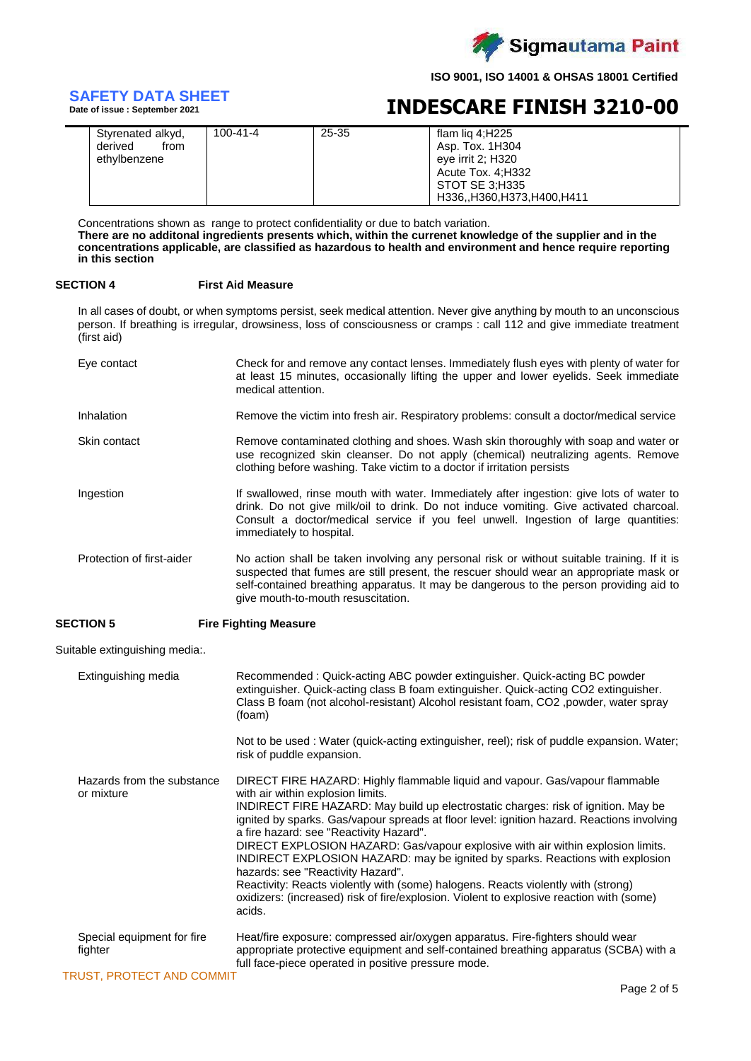| Styrenated alkyd, derived from ethylbenzene | 100-41-4 | 25-35 | flam liq 4;H225<br>Asp. Tox. 1H304<br>eye irrit 2; H320<br>Acute Tox. 4;H332<br>STOT SE 3;H335<br>H336,,H360,H373,H400,H411 |
|---|---|---|---|

Concentrations shown as range to protect confidentiality or due to batch variation.

**There are no additonal ingredients presents which, within the currenet knowledge of the supplier and in the concentrations applicable, are classified as hazardous to health and environment and hence require reporting in this section**

## SECTION 4 First Aid Measure

In all cases of doubt, or when symptoms persist, seek medical attention. Never give anything by mouth to an unconscious person. If breathing is irregular, drowsiness, loss of consciousness or cramps : call 112 and give immediate treatment (first aid)

| | |
|---|---|
| Eye contact | Check for and remove any contact lenses. Immediately flush eyes with plenty of water for at least 15 minutes, occasionally lifting the upper and lower eyelids. Seek immediate medical attention. |
| Inhalation | Remove the victim into fresh air. Respiratory problems: consult a doctor/medical service |
| Skin contact | Remove contaminated clothing and shoes. Wash skin thoroughly with soap and water or use recognized skin cleanser. Do not apply (chemical) neutralizing agents. Remove clothing before washing. Take victim to a doctor if irritation persists |
| Ingestion | If swallowed, rinse mouth with water. Immediately after ingestion: give lots of water to drink. Do not give milk/oil to drink. Do not induce vomiting. Give activated charcoal. Consult a doctor/medical service if you feel unwell. Ingestion of large quantities: immediately to hospital. |
| Protection of first-aider | No action shall be taken involving any personal risk or without suitable training. If it is suspected that fumes are still present, the rescuer should wear an appropriate mask or self-contained breathing apparatus. It may be dangerous to the person providing aid to give mouth-to-mouth resuscitation. |

## SECTION 5 Fire Fighting Measure

Suitable extinguishing media:.

| | |
|---|---|
| Extinguishing media | Recommended : Quick-acting ABC powder extinguisher. Quick-acting BC powder extinguisher. Quick-acting class B foam extinguisher. Quick-acting CO2 extinguisher. Class B foam (not alcohol-resistant) Alcohol resistant foam, CO2 ,powder, water spray (foam)<br><br>Not to be used : Water (quick-acting extinguisher, reel); risk of puddle expansion. Water; risk of puddle expansion. |
| Hazards from the substance or mixture | DIRECT FIRE HAZARD: Highly flammable liquid and vapour. Gas/vapour flammable with air within explosion limits.<br>INDIRECT FIRE HAZARD: May build up electrostatic charges: risk of ignition. May be ignited by sparks. Gas/vapour spreads at floor level: ignition hazard. Reactions involving a fire hazard: see "Reactivity Hazard".<br>DIRECT EXPLOSION HAZARD: Gas/vapour explosive with air within explosion limits.<br>INDIRECT EXPLOSION HAZARD: may be ignited by sparks. Reactions with explosion hazards: see "Reactivity Hazard".<br>Reactivity: Reacts violently with (some) halogens. Reacts violently with (strong) oxidizers: (increased) risk of fire/explosion. Violent to explosive reaction with (some) acids. |
| Special equipment for fire fighter | Heat/fire exposure: compressed air/oxygen apparatus. Fire-fighters should wear appropriate protective equipment and self-contained breathing apparatus (SCBA) with a full face-piece operated in positive pressure mode. |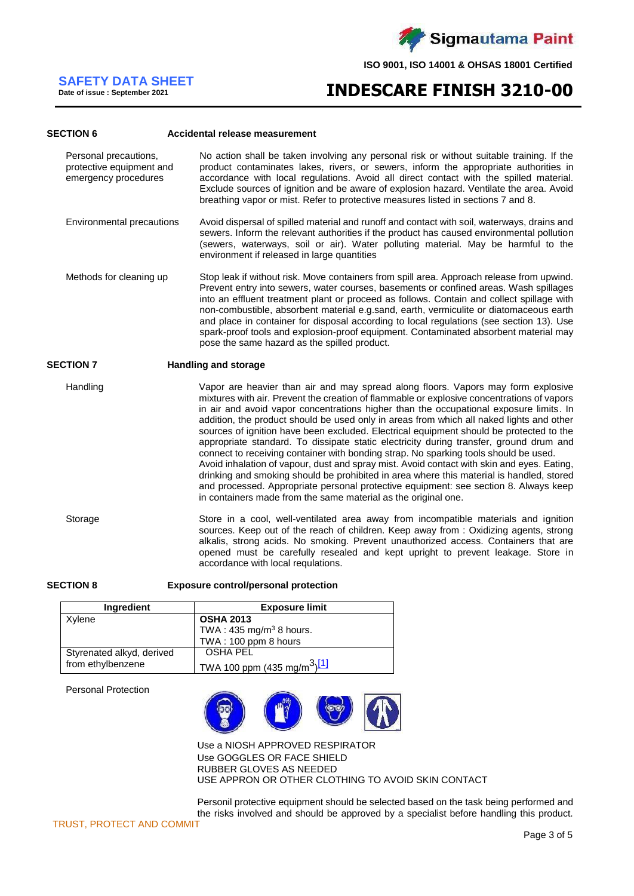## SECTION 6 Accidental release measurement

**Personal precautions, protective equipment and emergency procedures**

No action shall be taken involving any personal risk or without suitable training. If the product contaminates lakes, rivers, or sewers, inform the appropriate authorities in accordance with local regulations. Avoid all direct contact with the spilled material. Exclude sources of ignition and be aware of explosion hazard. Ventilate the area. Avoid breathing vapor or mist. Refer to protective measures listed in sections 7 and 8.

**Environmental precautions**

Avoid dispersal of spilled material and runoff and contact with soil, waterways, drains and sewers. Inform the relevant authorities if the product has caused environmental pollution (sewers, waterways, soil or air). Water polluting material. May be harmful to the environment if released in large quantities

**Methods for cleaning up**

Stop leak if without risk. Move containers from spill area. Approach release from upwind. Prevent entry into sewers, water courses, basements or confined areas. Wash spillages into an effluent treatment plant or proceed as follows. Contain and collect spillage with non-combustible, absorbent material e.g.sand, earth, vermiculite or diatomaceous earth and place in container for disposal according to local regulations (see section 13). Use spark-proof tools and explosion-proof equipment. Contaminated absorbent material may pose the same hazard as the spilled product.

## SECTION 7 Handling and storage

**Handling**

Vapor are heavier than air and may spread along floors. Vapors may form explosive mixtures with air. Prevent the creation of flammable or explosive concentrations of vapors in air and avoid vapor concentrations higher than the occupational exposure limits. In addition, the product should be used only in areas from which all naked lights and other sources of ignition have been excluded. Electrical equipment should be protected to the appropriate standard. To dissipate static electricity during transfer, ground drum and connect to receiving container with bonding strap. No sparking tools should be used. Avoid inhalation of vapour, dust and spray mist. Avoid contact with skin and eyes. Eating, drinking and smoking should be prohibited in area where this material is handled, stored and processed. Appropriate personal protective equipment: see section 8. Always keep in containers made from the same material as the original one.

**Storage**

Store in a cool, well-ventilated area away from incompatible materials and ignition sources. Keep out of the reach of children. Keep away from : Oxidizing agents, strong alkalis, strong acids. No smoking. Prevent unauthorized access. Containers that are opened must be carefully resealed and kept upright to prevent leakage. Store in accordance with local requlations.

## SECTION 8 Exposure control/personal protection

| Ingredient | Exposure limit |
|---|---|
| Xylene | **OSHA 2013**<br>TWA : 435 mg/m$^3$ 8 hours.<br>TWA : 100 ppm 8 hours |
| Styrenated alkyd, derived from ethylbenzene | OSHA PEL<br>TWA 100 ppm (435 mg/m$^3$)[1] |

**Personal Protection**

Use a NIOSH APPROVED RESPIRATOR
Use GOGGLES OR FACE SHIELD
RUBBER GLOVES AS NEEDED
USE APPRON OR OTHER CLOTHING TO AVOID SKIN CONTACT

Personil protective equipment should be selected based on the task being performed and the risks involved and should be approved by a specialist before handling this product.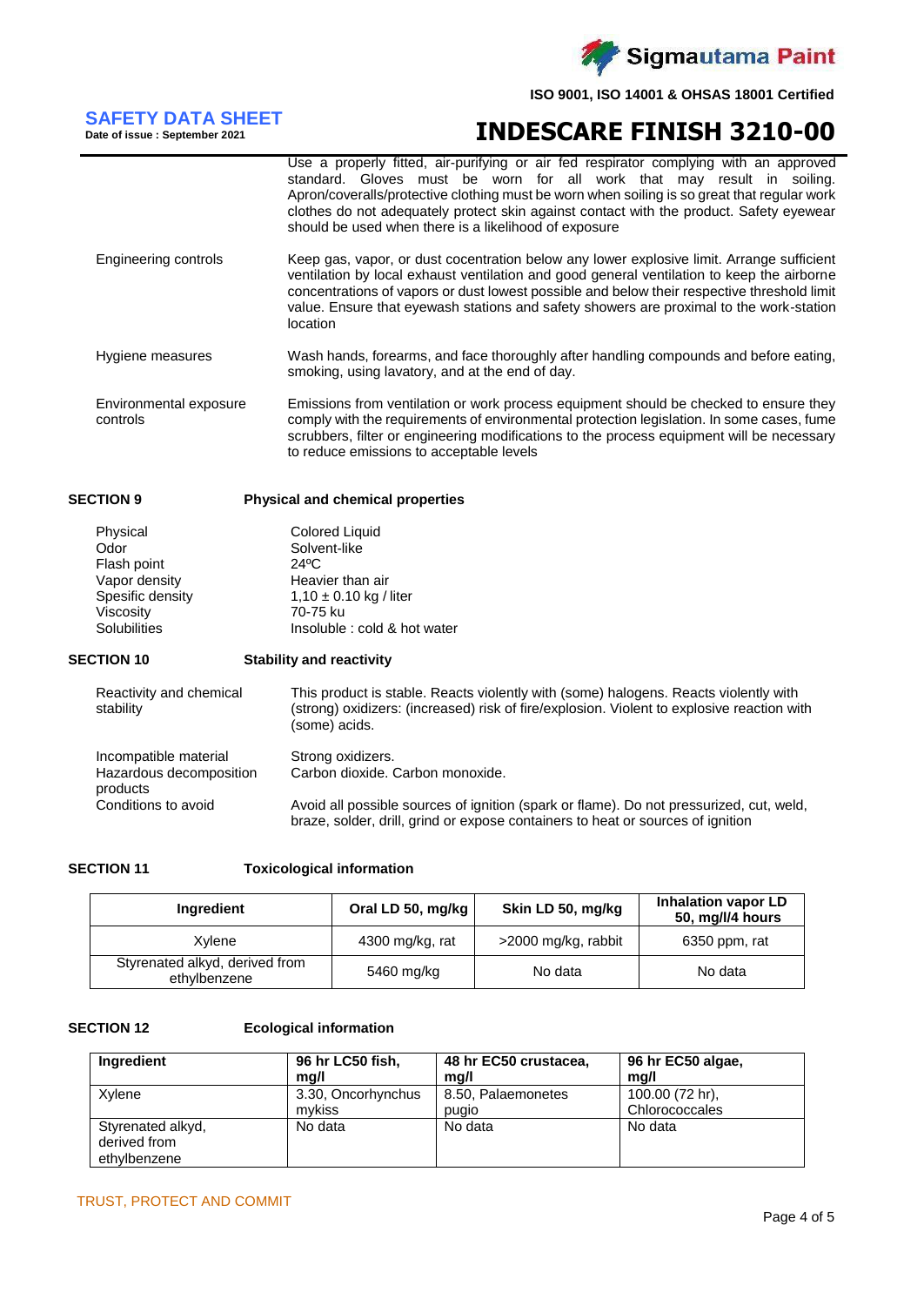| | |
|---|---|
| | Use a properly fitted, air-purifying or air fed respirator complying with an approved standard. Gloves must be worn for all work that may result in soiling. Apron/coveralls/protective clothing must be worn when soiling is so great that regular work clothes do not adequately protect skin against contact with the product. Safety eyewear should be used when there is a likelihood of exposure |
| Engineering controls | Keep gas, vapor, or dust cocentration below any lower explosive limit. Arrange sufficient ventilation by local exhaust ventilation and good general ventilation to keep the airborne concentrations of vapors or dust lowest possible and below their respective threshold limit value. Ensure that eyewash stations and safety showers are proximal to the work-station location |
| Hygiene measures | Wash hands, forearms, and face thoroughly after handling compounds and before eating, smoking, using lavatory, and at the end of day. |
| Environmental exposure controls | Emissions from ventilation or work process equipment should be checked to ensure they comply with the requirements of environmental protection legislation. In some cases, fume scrubbers, filter or engineering modifications to the process equipment will be necessary to reduce emissions to acceptable levels |

## SECTION 9 Physical and chemical properties

| | |
|---|---|
| Physical | Colored Liquid |
| Odor | Solvent-like |
| Flash point | 24ºC |
| Vapor density | Heavier than air |
| Spesific density | 1,10 ± 0.10 kg / liter |
| Viscosity | 70-75 ku |
| Solubilities | Insoluble : cold & hot water |

## SECTION 10 Stability and reactivity

| | |
|---|---|
| Reactivity and chemical stability | This product is stable. Reacts violently with (some) halogens. Reacts violently with (strong) oxidizers: (increased) risk of fire/explosion. Violent to explosive reaction with (some) acids. |
| Incompatible material | Strong oxidizers. |
| Hazardous decomposition products | Carbon dioxide. Carbon monoxide. |
| Conditions to avoid | Avoid all possible sources of ignition (spark or flame). Do not pressurized, cut, weld, braze, solder, drill, grind or expose containers to heat or sources of ignition |

## SECTION 11 Toxicological information

| Ingredient | Oral LD 50, mg/kg | Skin LD 50, mg/kg | Inhalation vapor LD 50, mg/l/4 hours |
|---|---|---|---|
| Xylene | 4300 mg/kg, rat | >2000 mg/kg, rabbit | 6350 ppm, rat |
| Styrenated alkyd, derived from ethylbenzene | 5460 mg/kg | No data | No data |

## SECTION 12 Ecological information

| Ingredient | 96 hr LC50 fish, mg/l | 48 hr EC50 crustacea, mg/l | 96 hr EC50 algae, mg/l |
|---|---|---|---|
| Xylene | 3.30, Oncorhynchus mykiss | 8.50, Palaemonetes pugio | 100.00 (72 hr), Chlorococcales |
| Styrenated alkyd, derived from ethylbenzene | No data | No data | No data |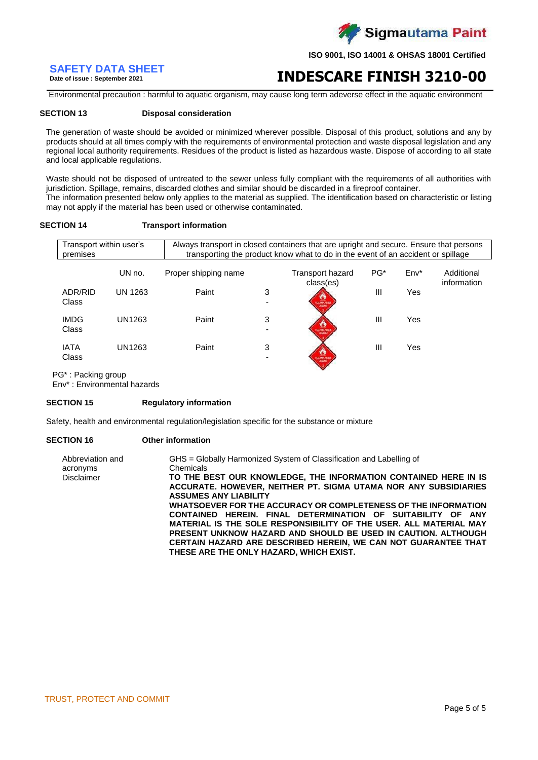Environmental precaution : harmful to aquatic organism, may cause long term adeverse effect in the aquatic environment

**SECTION 13 Disposal consideration**

The generation of waste should be avoided or minimized wherever possible. Disposal of this product, solutions and any by products should at all times comply with the requirements of environmental protection and waste disposal legislation and any regional local authority requirements. Residues of the product is listed as hazardous waste. Dispose of according to all state and local applicable regulations.

Waste should not be disposed of untreated to the sewer unless fully compliant with the requirements of all authorities with jurisdiction. Spillage, remains, discarded clothes and similar should be discarded in a fireproof container.
The information presented below only applies to the material as supplied. The identification based on characteristic or listing may not apply if the material has been used or otherwise contaminated.

**SECTION 14 Transport information**

| Transport within user's premises | Always transport in closed containers that are upright and secure. Ensure that persons transporting the product know what to do in the event of an accident or spillage |
|---|---|

| | UN no. | Proper shipping name | Transport hazard class(es) | | PG* | Env* | Additional information |
|---|---|---|---|---|---|---|---|
| ADR/RID Class | UN 1263 | Paint | 3 - | | III | Yes | |
| IMDG Class | UN1263 | Paint | 3 - | | III | Yes | |
| IATA Class | UN1263 | Paint | 3 - | | III | Yes | |

PG* : Packing group
Env* : Environmental hazards

**SECTION 15 Regulatory information**

Safety, health and environmental regulation/legislation specific for the substance or mixture

**SECTION 16 Other information**

| | |
|---|---|
| Abbreviation and acronyms | GHS = Globally Harmonized System of Classification and Labelling of Chemicals |
| Disclaimer | **TO THE BEST OUR KNOWLEDGE, THE INFORMATION CONTAINED HERE IN IS ACCURATE. HOWEVER, NEITHER PT. SIGMA UTAMA NOR ANY SUBSIDIARIES ASSUMES ANY LIABILITY WHATSOEVER FOR THE ACCURACY OR COMPLETENESS OF THE INFORMATION CONTAINED HEREIN. FINAL DETERMINATION OF SUITABILITY OF ANY MATERIAL IS THE SOLE RESPONSIBILITY OF THE USER. ALL MATERIAL MAY PRESENT UNKNOW HAZARD AND SHOULD BE USED IN CAUTION. ALTHOUGH CERTAIN HAZARD ARE DESCRIBED HEREIN, WE CAN NOT GUARANTEE THAT THESE ARE THE ONLY HAZARD, WHICH EXIST.** |